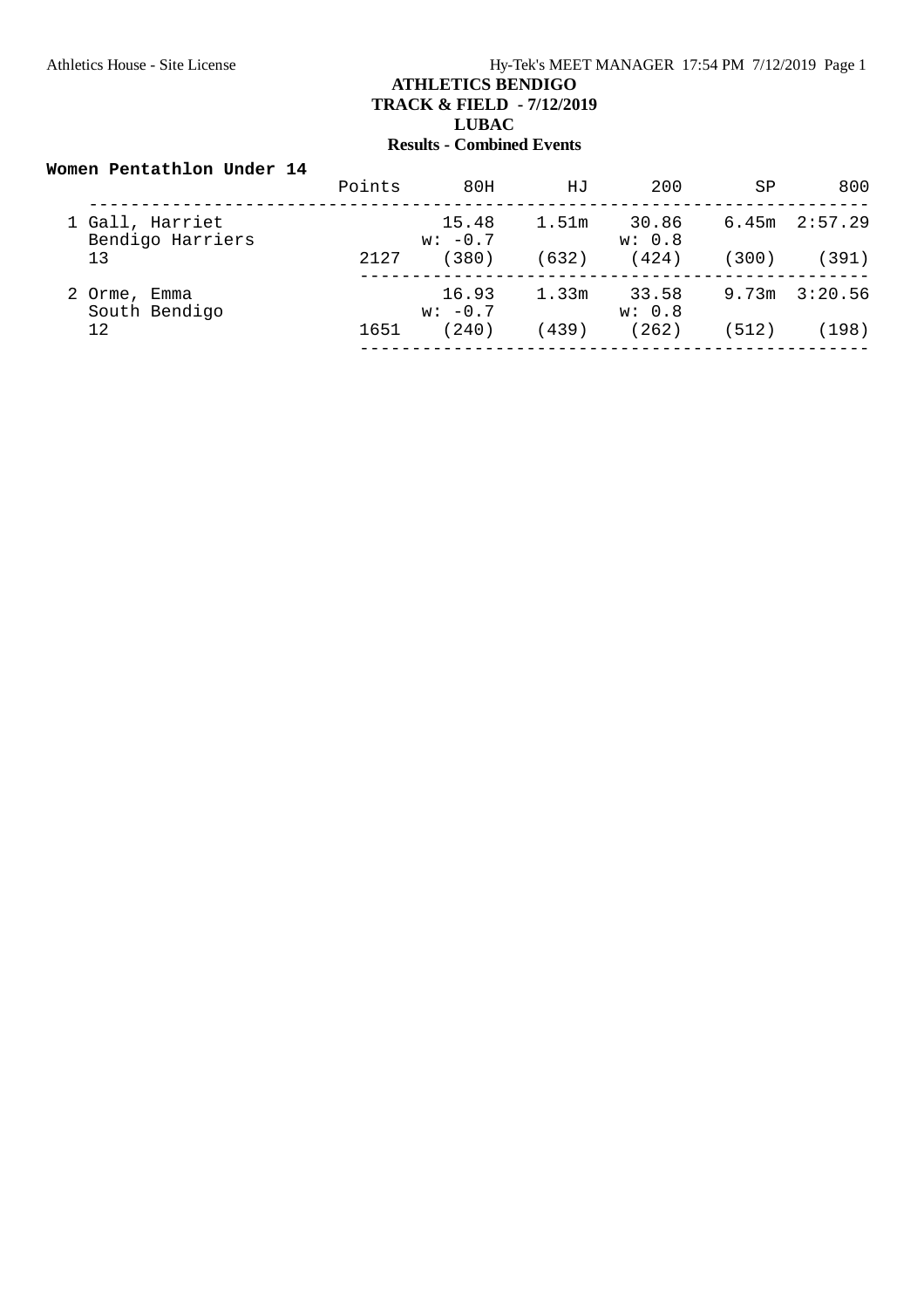# ATHLETICS BENDIGO
## TRACK & FIELD - 7/12/2019
## LUBAC
## Results - Combined Events

**Women Pentathlon Under 14**

| | Points | 80H | HJ | 200 | SP | 800 |
|---|---|---|---|---|---|---|
| 1 Gall, Harriet<br>Bendigo Harriers<br>13 | 2127 | 15.48<br>w: -0.7<br>(380) | 1.51m<br><br>(632) | 30.86<br>w: 0.8<br>(424) | 6.45m<br><br>(300) | 2:57.29<br><br>(391) |
| 2 Orme, Emma<br>South Bendigo<br>12 | 1651 | 16.93<br>w: -0.7<br>(240) | 1.33m<br><br>(439) | 33.58<br>w: 0.8<br>(262) | 9.73m<br><br>(512) | 3:20.56<br><br>(198) |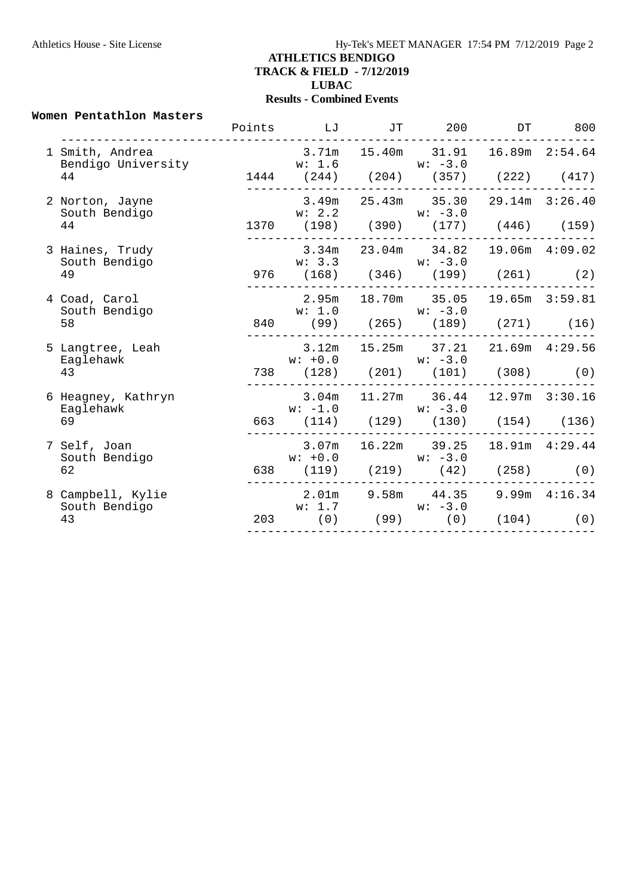**ATHLETICS BENDIGO**
**TRACK & FIELD - 7/12/2019**
**LUBAC**
**Results - Combined Events**

**Women Pentathlon Masters**

| | Points | LJ | JT | 200 | DT | 800 |
|---|---|---|---|---|---|---|
| 1 Smith, Andrea<br>Bendigo University<br>44 | 1444 | 3.71m<br>w: 1.6<br>(244) | 15.40m<br><br>(204) | 31.91<br>w: -3.0<br>(357) | 16.89m<br><br>(222) | 2:54.64<br><br>(417) |
| 2 Norton, Jayne<br>South Bendigo<br>44 | 1370 | 3.49m<br>w: 2.2<br>(198) | 25.43m<br><br>(390) | 35.30<br>w: -3.0<br>(177) | 29.14m<br><br>(446) | 3:26.40<br><br>(159) |
| 3 Haines, Trudy<br>South Bendigo<br>49 | 976 | 3.34m<br>w: 3.3<br>(168) | 23.04m<br><br>(346) | 34.82<br>w: -3.0<br>(199) | 19.06m<br><br>(261) | 4:09.02<br><br>(2) |
| 4 Coad, Carol<br>South Bendigo<br>58 | 840 | 2.95m<br>w: 1.0<br>(99) | 18.70m<br><br>(265) | 35.05<br>w: -3.0<br>(189) | 19.65m<br><br>(271) | 3:59.81<br><br>(16) |
| 5 Langtree, Leah<br>Eaglehawk<br>43 | 738 | 3.12m<br>w: +0.0<br>(128) | 15.25m<br><br>(201) | 37.21<br>w: -3.0<br>(101) | 21.69m<br><br>(308) | 4:29.56<br><br>(0) |
| 6 Heagney, Kathryn<br>Eaglehawk<br>69 | 663 | 3.04m<br>w: -1.0<br>(114) | 11.27m<br><br>(129) | 36.44<br>w: -3.0<br>(130) | 12.97m<br><br>(154) | 3:30.16<br><br>(136) |
| 7 Self, Joan<br>South Bendigo<br>62 | 638 | 3.07m<br>w: +0.0<br>(119) | 16.22m<br><br>(219) | 39.25<br>w: -3.0<br>(42) | 18.91m<br><br>(258) | 4:29.44<br><br>(0) |
| 8 Campbell, Kylie<br>South Bendigo<br>43 | 203 | 2.01m<br>w: 1.7<br>(0) | 9.58m<br><br>(99) | 44.35<br>w: -3.0<br>(0) | 9.99m<br><br>(104) | 4:16.34<br><br>(0) |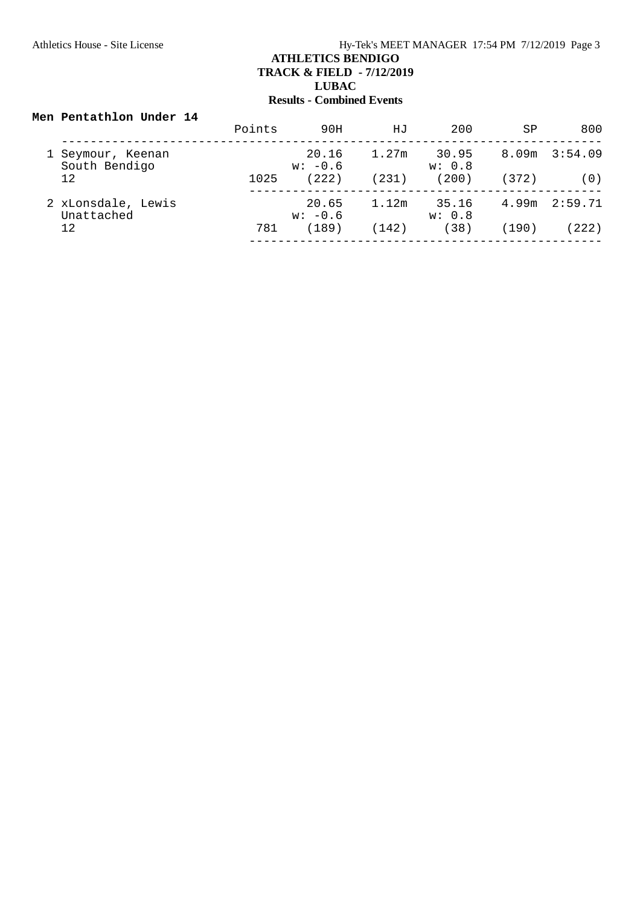# ATHLETICS BENDIGO

## TRACK & FIELD - 7/12/2019

## LUBAC

## Results - Combined Events

### Men Pentathlon Under 14

| Place | Name / Team / Age | Points | 90H | HJ | 200 | SP | 800 |
|---|---|---|---|---|---|---|---|
| 1 | Seymour, Keenan<br>South Bendigo<br>12 | 1025 | 20.16<br>w: -0.6<br>(222) | 1.27m<br>(231) | 30.95<br>w: 0.8<br>(200) | 8.09m<br>(372) | 3:54.09<br>(0) |
| 2 | xLonsdale, Lewis<br>Unattached<br>12 | 781 | 20.65<br>w: -0.6<br>(189) | 1.12m<br>(142) | 35.16<br>w: 0.8<br>(38) | 4.99m<br>(190) | 2:59.71<br>(222) |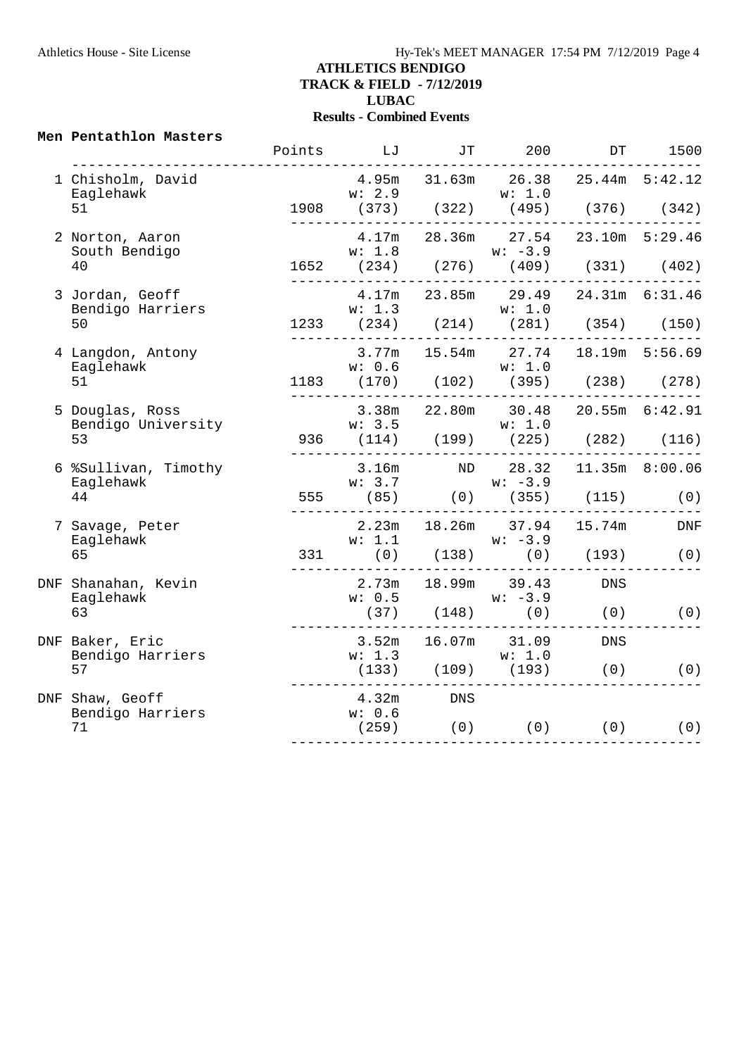# ATHLETICS BENDIGO
## TRACK & FIELD - 7/12/2019
## LUBAC
## Results - Combined Events

**Men Pentathlon Masters**

| Place | Name / Team / Age | Points | LJ | JT | 200 | DT | 1500 |
|---|---|---|---|---|---|---|---|
| 1 | Chisholm, David<br>Eaglehawk<br>51 | 1908 | 4.95m<br>w: 2.9<br>(373) | 31.63m<br><br>(322) | 26.38<br>w: 1.0<br>(495) | 25.44m<br><br>(376) | 5:42.12<br><br>(342) |
| 2 | Norton, Aaron<br>South Bendigo<br>40 | 1652 | 4.17m<br>w: 1.8<br>(234) | 28.36m<br><br>(276) | 27.54<br>w: -3.9<br>(409) | 23.10m<br><br>(331) | 5:29.46<br><br>(402) |
| 3 | Jordan, Geoff<br>Bendigo Harriers<br>50 | 1233 | 4.17m<br>w: 1.3<br>(234) | 23.85m<br><br>(214) | 29.49<br>w: 1.0<br>(281) | 24.31m<br><br>(354) | 6:31.46<br><br>(150) |
| 4 | Langdon, Antony<br>Eaglehawk<br>51 | 1183 | 3.77m<br>w: 0.6<br>(170) | 15.54m<br><br>(102) | 27.74<br>w: 1.0<br>(395) | 18.19m<br><br>(238) | 5:56.69<br><br>(278) |
| 5 | Douglas, Ross<br>Bendigo University<br>53 | 936 | 3.38m<br>w: 3.5<br>(114) | 22.80m<br><br>(199) | 30.48<br>w: 1.0<br>(225) | 20.55m<br><br>(282) | 6:42.91<br><br>(116) |
| 6 | %Sullivan, Timothy<br>Eaglehawk<br>44 | 555 | 3.16m<br>w: 3.7<br>(85) | ND<br><br>(0) | 28.32<br>w: -3.9<br>(355) | 11.35m<br><br>(115) | 8:00.06<br><br>(0) |
| 7 | Savage, Peter<br>Eaglehawk<br>65 | 331 | 2.23m<br>w: 1.1<br>(0) | 18.26m<br><br>(138) | 37.94<br>w: -3.9<br>(0) | 15.74m<br><br>(193) | DNF<br><br>(0) |
| DNF | Shanahan, Kevin<br>Eaglehawk<br>63 | | 2.73m<br>w: 0.5<br>(37) | 18.99m<br><br>(148) | 39.43<br>w: -3.9<br>(0) | DNS<br><br>(0) | <br><br>(0) |
| DNF | Baker, Eric<br>Bendigo Harriers<br>57 | | 3.52m<br>w: 1.3<br>(133) | 16.07m<br><br>(109) | 31.09<br>w: 1.0<br>(193) | DNS<br><br>(0) | <br><br>(0) |
| DNF | Shaw, Geoff<br>Bendigo Harriers<br>71 | | 4.32m<br>w: 0.6<br>(259) | DNS<br><br>(0) | <br><br>(0) | <br><br>(0) | <br><br>(0) |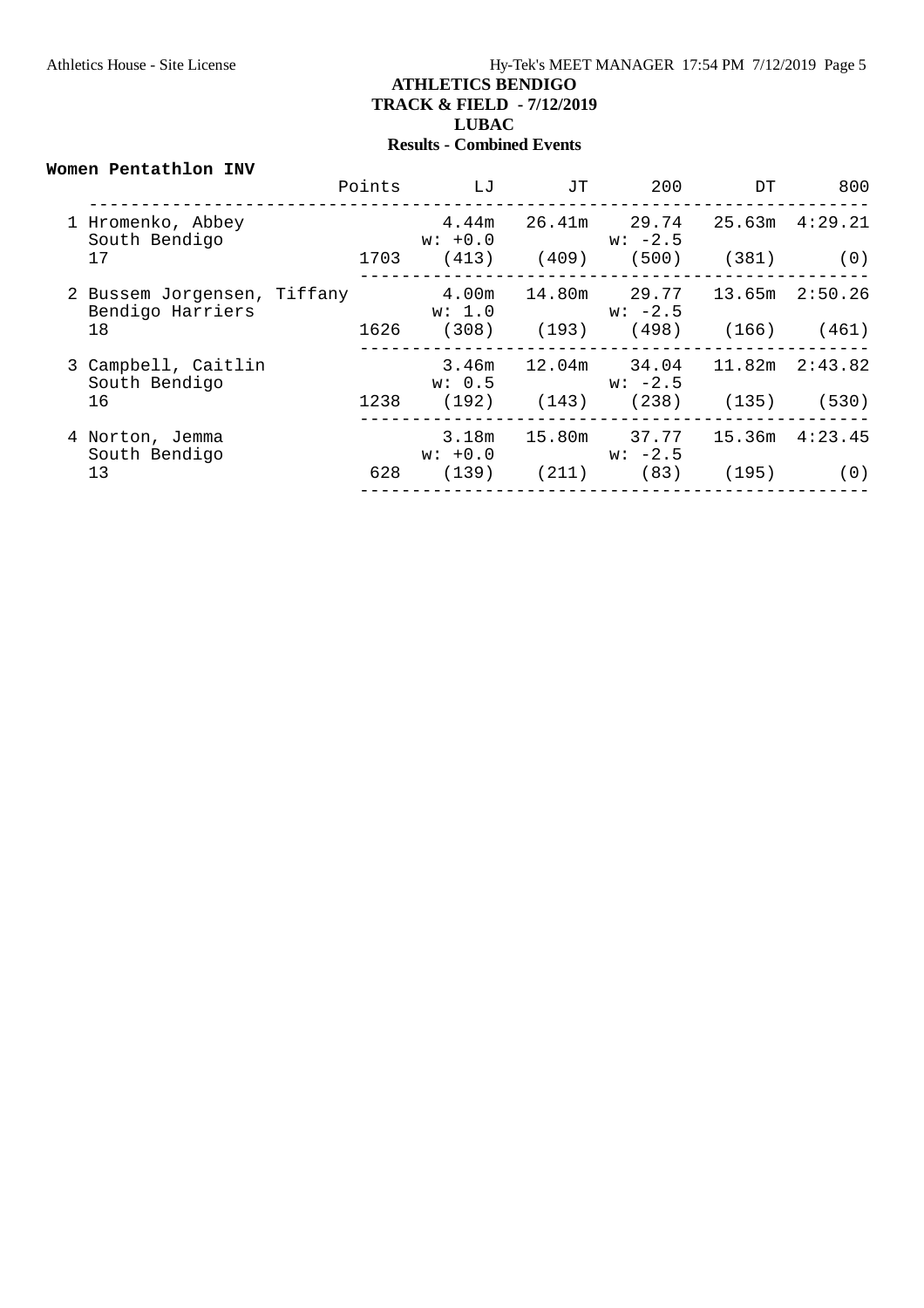# ATHLETICS BENDIGO
## TRACK & FIELD - 7/12/2019
## LUBAC
## Results - Combined Events

**Women Pentathlon INV**

| Place | Name / Team / Age | Points | LJ | JT | 200 | DT | 800 |
|---|---|---|---|---|---|---|---|
| 1 | Hromenko, Abbey<br>South Bendigo<br>17 | 1703 | 4.44m<br>w: +0.0<br>(413) | 26.41m<br><br>(409) | 29.74<br>w: -2.5<br>(500) | 25.63m<br><br>(381) | 4:29.21<br><br>(0) |
| 2 | Bussem Jorgensen, Tiffany<br>Bendigo Harriers<br>18 | 1626 | 4.00m<br>w: 1.0<br>(308) | 14.80m<br><br>(193) | 29.77<br>w: -2.5<br>(498) | 13.65m<br><br>(166) | 2:50.26<br><br>(461) |
| 3 | Campbell, Caitlin<br>South Bendigo<br>16 | 1238 | 3.46m<br>w: 0.5<br>(192) | 12.04m<br><br>(143) | 34.04<br>w: -2.5<br>(238) | 11.82m<br><br>(135) | 2:43.82<br><br>(530) |
| 4 | Norton, Jemma<br>South Bendigo<br>13 | 628 | 3.18m<br>w: +0.0<br>(139) | 15.80m<br><br>(211) | 37.77<br>w: -2.5<br>(83) | 15.36m<br><br>(195) | 4:23.45<br><br>(0) |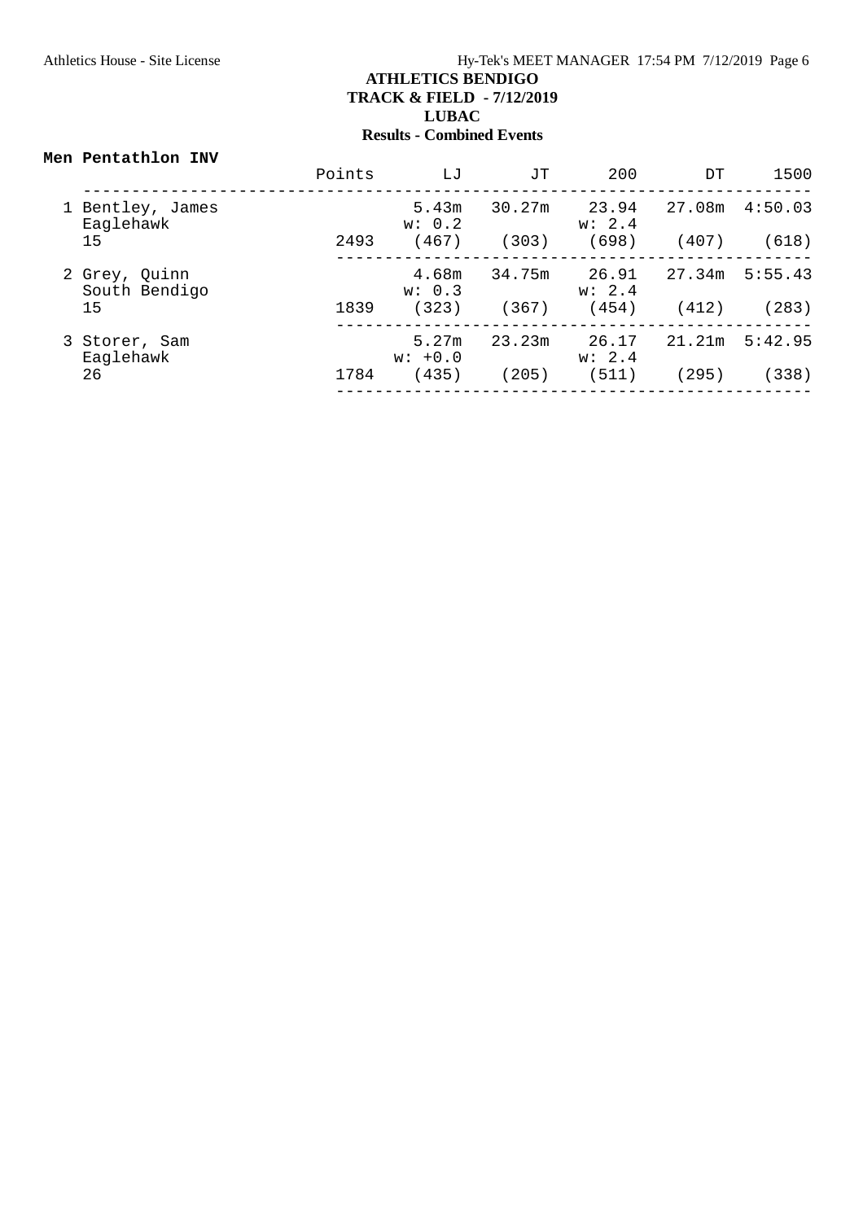# ATHLETICS BENDIGO
## TRACK & FIELD - 7/12/2019
## LUBAC
## Results - Combined Events

**Men Pentathlon INV**

| | Points | LJ | JT | 200 | DT | 1500 |
|---|---|---|---|---|---|---|
| 1 Bentley, James | | 5.43m | 30.27m | 23.94 | 27.08m | 4:50.03 |
| Eaglehawk | | w: 0.2 | | w: 2.4 | | |
| 15 | 2493 | (467) | (303) | (698) | (407) | (618) |
| 2 Grey, Quinn | | 4.68m | 34.75m | 26.91 | 27.34m | 5:55.43 |
| South Bendigo | | w: 0.3 | | w: 2.4 | | |
| 15 | 1839 | (323) | (367) | (454) | (412) | (283) |
| 3 Storer, Sam | | 5.27m | 23.23m | 26.17 | 21.21m | 5:42.95 |
| Eaglehawk | | w: +0.0 | | w: 2.4 | | |
| 26 | 1784 | (435) | (205) | (511) | (295) | (338) |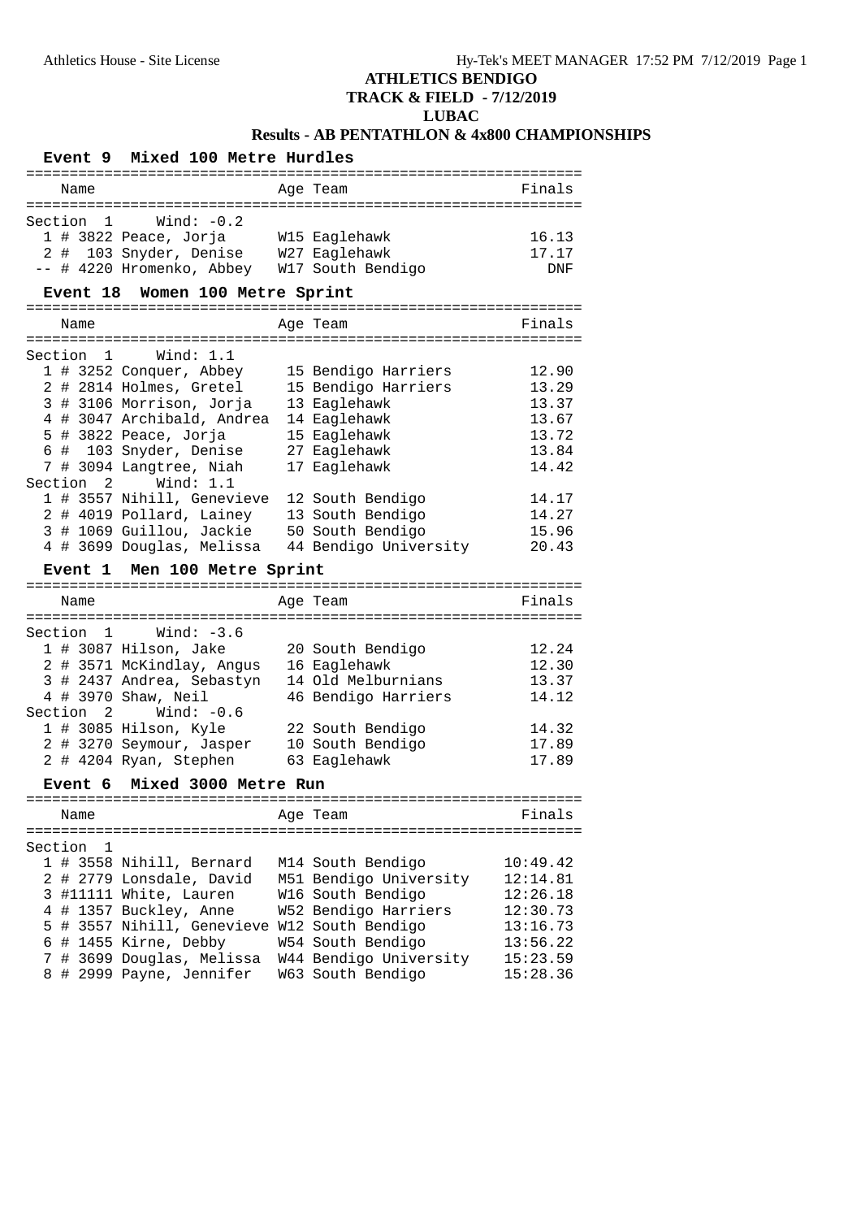Athletics House - Site License Hy-Tek's MEET MANAGER 17:52 PM 7/12/2019 Page 1

# ATHLETICS BENDIGO
## TRACK & FIELD - 7/12/2019
## LUBAC
## Results - AB PENTATHLON & 4x800 CHAMPIONSHIPS

### Event 9 Mixed 100 Metre Hurdles

Section 1 Wind: -0.2

| Place | Name | Age | Team | Finals |
|---|---|---|---|---|
| 1 | # 3822 Peace, Jorja | W15 | Eaglehawk | 16.13 |
| 2 | # 103 Snyder, Denise | W27 | Eaglehawk | 17.17 |
| -- | # 4220 Hromenko, Abbey | W17 | South Bendigo | DNF |

### Event 18 Women 100 Metre Sprint

Section 1 Wind: 1.1

| Place | Name | Age | Team | Finals |
|---|---|---|---|---|
| 1 | # 3252 Conquer, Abbey | 15 | Bendigo Harriers | 12.90 |
| 2 | # 2814 Holmes, Gretel | 15 | Bendigo Harriers | 13.29 |
| 3 | # 3106 Morrison, Jorja | 13 | Eaglehawk | 13.37 |
| 4 | # 3047 Archibald, Andrea | 14 | Eaglehawk | 13.67 |
| 5 | # 3822 Peace, Jorja | 15 | Eaglehawk | 13.72 |
| 6 | # 103 Snyder, Denise | 27 | Eaglehawk | 13.84 |
| 7 | # 3094 Langtree, Niah | 17 | Eaglehawk | 14.42 |

Section 2 Wind: 1.1

| Place | Name | Age | Team | Finals |
|---|---|---|---|---|
| 1 | # 3557 Nihill, Genevieve | 12 | South Bendigo | 14.17 |
| 2 | # 4019 Pollard, Lainey | 13 | South Bendigo | 14.27 |
| 3 | # 1069 Guillou, Jackie | 50 | South Bendigo | 15.96 |
| 4 | # 3699 Douglas, Melissa | 44 | Bendigo University | 20.43 |

### Event 1 Men 100 Metre Sprint

Section 1 Wind: -3.6

| Place | Name | Age | Team | Finals |
|---|---|---|---|---|
| 1 | # 3087 Hilson, Jake | 20 | South Bendigo | 12.24 |
| 2 | # 3571 McKindlay, Angus | 16 | Eaglehawk | 12.30 |
| 3 | # 2437 Andrea, Sebastyn | 14 | Old Melburnians | 13.37 |
| 4 | # 3970 Shaw, Neil | 46 | Bendigo Harriers | 14.12 |

Section 2 Wind: -0.6

| Place | Name | Age | Team | Finals |
|---|---|---|---|---|
| 1 | # 3085 Hilson, Kyle | 22 | South Bendigo | 14.32 |
| 2 | # 3270 Seymour, Jasper | 10 | South Bendigo | 17.89 |
| 2 | # 4204 Ryan, Stephen | 63 | Eaglehawk | 17.89 |

### Event 6 Mixed 3000 Metre Run

Section 1

| Place | Name | Age | Team | Finals |
|---|---|---|---|---|
| 1 | # 3558 Nihill, Bernard | M14 | South Bendigo | 10:49.42 |
| 2 | # 2779 Lonsdale, David | M51 | Bendigo University | 12:14.81 |
| 3 | #11111 White, Lauren | W16 | South Bendigo | 12:26.18 |
| 4 | # 1357 Buckley, Anne | W52 | Bendigo Harriers | 12:30.73 |
| 5 | # 3557 Nihill, Genevieve | W12 | South Bendigo | 13:16.73 |
| 6 | # 1455 Kirne, Debby | W54 | South Bendigo | 13:56.22 |
| 7 | # 3699 Douglas, Melissa | W44 | Bendigo University | 15:23.59 |
| 8 | # 2999 Payne, Jennifer | W63 | South Bendigo | 15:28.36 |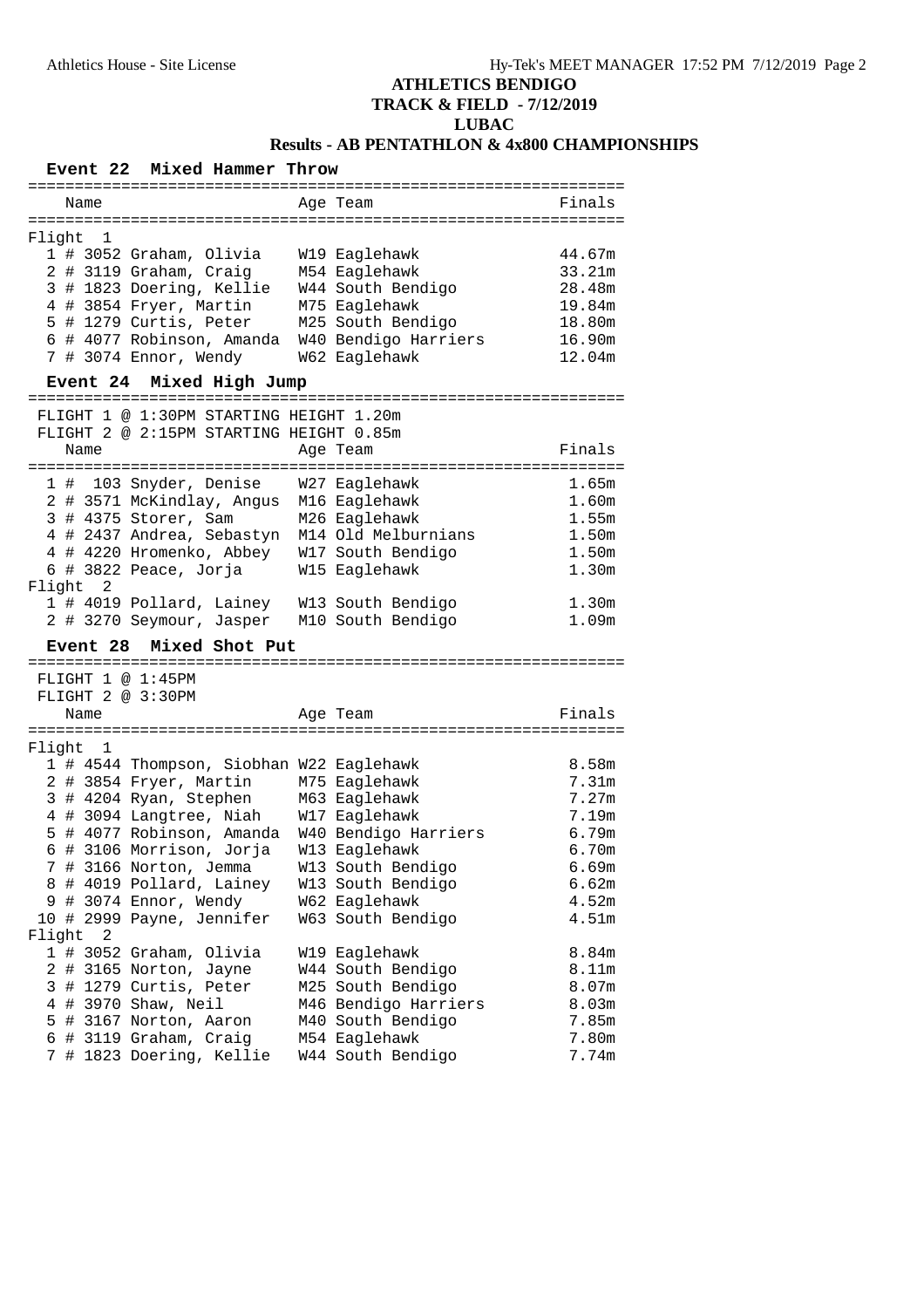# ATHLETICS BENDIGO

## TRACK & FIELD - 7/12/2019

## LUBAC

## Results - AB PENTATHLON & 4x800 CHAMPIONSHIPS

### Event 22 Mixed Hammer Throw

**Flight 1**

| Place | Comp# | Name | Age | Team | Finals |
|---|---|---|---|---|---|
| 1 | # 3052 | Graham, Olivia | W19 | Eaglehawk | 44.67m |
| 2 | # 3119 | Graham, Craig | M54 | Eaglehawk | 33.21m |
| 3 | # 1823 | Doering, Kellie | W44 | South Bendigo | 28.48m |
| 4 | # 3854 | Fryer, Martin | M75 | Eaglehawk | 19.84m |
| 5 | # 1279 | Curtis, Peter | M25 | South Bendigo | 18.80m |
| 6 | # 4077 | Robinson, Amanda | W40 | Bendigo Harriers | 16.90m |
| 7 | # 3074 | Ennor, Wendy | W62 | Eaglehawk | 12.04m |

### Event 24 Mixed High Jump

FLIGHT 1 @ 1:30PM STARTING HEIGHT 1.20m
FLIGHT 2 @ 2:15PM STARTING HEIGHT 0.85m

| Place | Comp# | Name | Age | Team | Finals |
|---|---|---|---|---|---|
| 1 | # 103 | Snyder, Denise | W27 | Eaglehawk | 1.65m |
| 2 | # 3571 | McKindlay, Angus | M16 | Eaglehawk | 1.60m |
| 3 | # 4375 | Storer, Sam | M26 | Eaglehawk | 1.55m |
| 4 | # 2437 | Andrea, Sebastyn | M14 | Old Melburnians | 1.50m |
| 4 | # 4220 | Hromenko, Abbey | W17 | South Bendigo | 1.50m |
| 6 | # 3822 | Peace, Jorja | W15 | Eaglehawk | 1.30m |
| **Flight 2** | | | | | |
| 1 | # 4019 | Pollard, Lainey | W13 | South Bendigo | 1.30m |
| 2 | # 3270 | Seymour, Jasper | M10 | South Bendigo | 1.09m |

### Event 28 Mixed Shot Put

FLIGHT 1 @ 1:45PM
FLIGHT 2 @ 3:30PM

| Place | Comp# | Name | Age | Team | Finals |
|---|---|---|---|---|---|
| **Flight 1** | | | | | |
| 1 | # 4544 | Thompson, Siobhan | W22 | Eaglehawk | 8.58m |
| 2 | # 3854 | Fryer, Martin | M75 | Eaglehawk | 7.31m |
| 3 | # 4204 | Ryan, Stephen | M63 | Eaglehawk | 7.27m |
| 4 | # 3094 | Langtree, Niah | W17 | Eaglehawk | 7.19m |
| 5 | # 4077 | Robinson, Amanda | W40 | Bendigo Harriers | 6.79m |
| 6 | # 3106 | Morrison, Jorja | W13 | Eaglehawk | 6.70m |
| 7 | # 3166 | Norton, Jemma | W13 | South Bendigo | 6.69m |
| 8 | # 4019 | Pollard, Lainey | W13 | South Bendigo | 6.62m |
| 9 | # 3074 | Ennor, Wendy | W62 | Eaglehawk | 4.52m |
| 10 | # 2999 | Payne, Jennifer | W63 | South Bendigo | 4.51m |
| **Flight 2** | | | | | |
| 1 | # 3052 | Graham, Olivia | W19 | Eaglehawk | 8.84m |
| 2 | # 3165 | Norton, Jayne | W44 | South Bendigo | 8.11m |
| 3 | # 1279 | Curtis, Peter | M25 | South Bendigo | 8.07m |
| 4 | # 3970 | Shaw, Neil | M46 | Bendigo Harriers | 8.03m |
| 5 | # 3167 | Norton, Aaron | M40 | South Bendigo | 7.85m |
| 6 | # 3119 | Graham, Craig | M54 | Eaglehawk | 7.80m |
| 7 | # 1823 | Doering, Kellie | W44 | South Bendigo | 7.74m |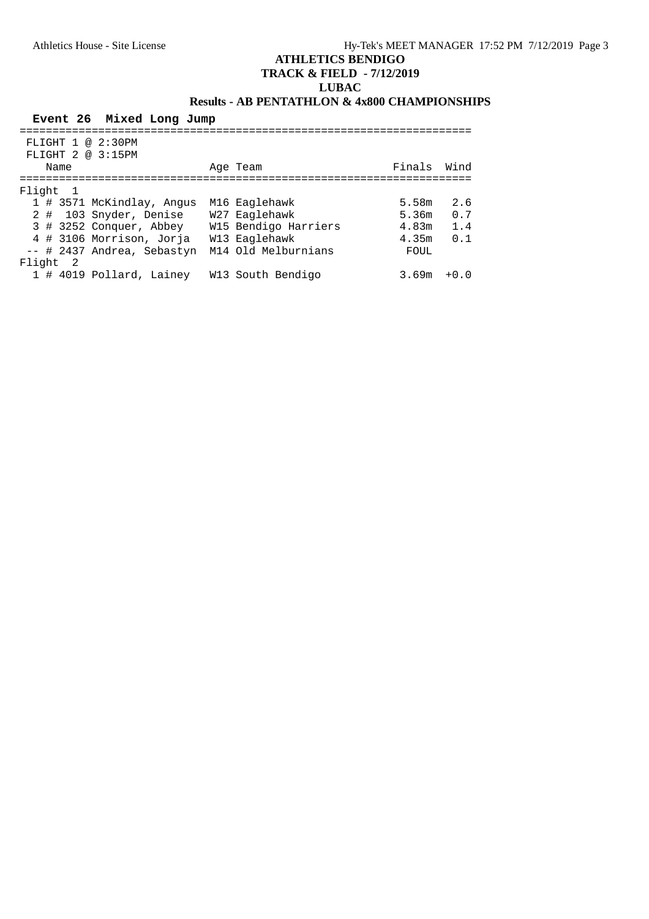# ATHLETICS BENDIGO
## TRACK & FIELD - 7/12/2019
## LUBAC
## Results - AB PENTATHLON & 4x800 CHAMPIONSHIPS

**Event 26 Mixed Long Jump**

FLIGHT 1 @ 2:30PM
FLIGHT 2 @ 3:15PM

| | Name | Age | Team | Finals | Wind |
|---|---|---|---|---|---|
| **Flight 1** | | | | | |
| 1 | # 3571 McKindlay, Angus | M16 | Eaglehawk | 5.58m | 2.6 |
| 2 | # 103 Snyder, Denise | W27 | Eaglehawk | 5.36m | 0.7 |
| 3 | # 3252 Conquer, Abbey | W15 | Bendigo Harriers | 4.83m | 1.4 |
| 4 | # 3106 Morrison, Jorja | W13 | Eaglehawk | 4.35m | 0.1 |
| -- | # 2437 Andrea, Sebastyn | M14 | Old Melburnians | FOUL | |
| **Flight 2** | | | | | |
| 1 | # 4019 Pollard, Lainey | W13 | South Bendigo | 3.69m | +0.0 |